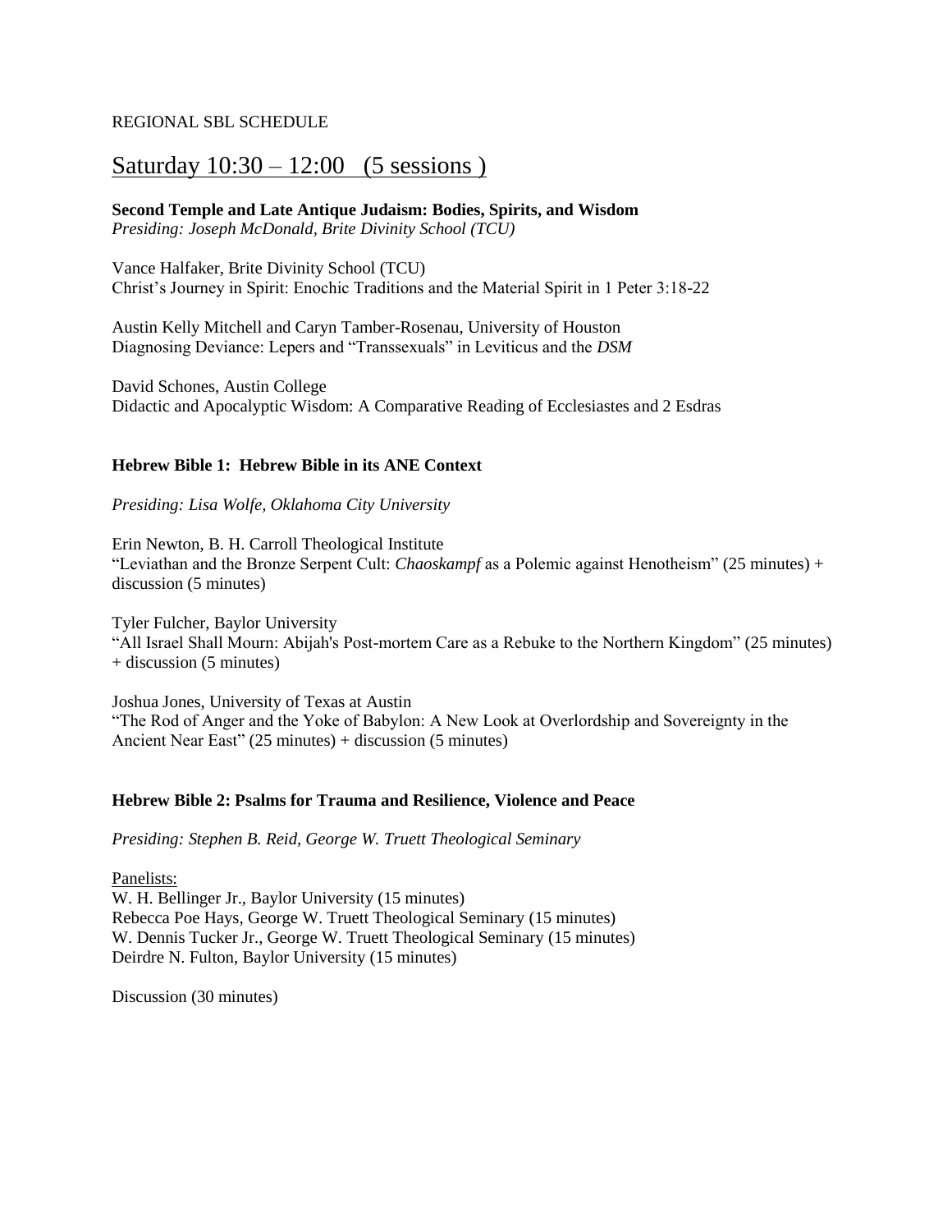REGIONAL SBL SCHEDULE

# Saturday 10:30 – 12:00   (5 sessions )

**Second Temple and Late Antique Judaism: Bodies, Spirits, and Wisdom**
*Presiding: Joseph McDonald, Brite Divinity School (TCU)*

Vance Halfaker, Brite Divinity School (TCU)
Christ's Journey in Spirit: Enochic Traditions and the Material Spirit in 1 Peter 3:18-22

Austin Kelly Mitchell and Caryn Tamber-Rosenau, University of Houston
Diagnosing Deviance: Lepers and "Transsexuals" in Leviticus and the *DSM*

David Schones, Austin College
Didactic and Apocalyptic Wisdom: A Comparative Reading of Ecclesiastes and 2 Esdras

**Hebrew Bible 1: Hebrew Bible in its ANE Context**

*Presiding: Lisa Wolfe, Oklahoma City University*

Erin Newton, B. H. Carroll Theological Institute
"Leviathan and the Bronze Serpent Cult: *Chaoskampf* as a Polemic against Henotheism" (25 minutes) + discussion (5 minutes)

Tyler Fulcher, Baylor University
"All Israel Shall Mourn: Abijah's Post-mortem Care as a Rebuke to the Northern Kingdom" (25 minutes) + discussion (5 minutes)

Joshua Jones, University of Texas at Austin
"The Rod of Anger and the Yoke of Babylon: A New Look at Overlordship and Sovereignty in the Ancient Near East" (25 minutes) + discussion (5 minutes)

**Hebrew Bible 2: Psalms for Trauma and Resilience, Violence and Peace**

*Presiding: Stephen B. Reid, George W. Truett Theological Seminary*

Panelists:
W. H. Bellinger Jr., Baylor University (15 minutes)
Rebecca Poe Hays, George W. Truett Theological Seminary (15 minutes)
W. Dennis Tucker Jr., George W. Truett Theological Seminary (15 minutes)
Deirdre N. Fulton, Baylor University (15 minutes)

Discussion (30 minutes)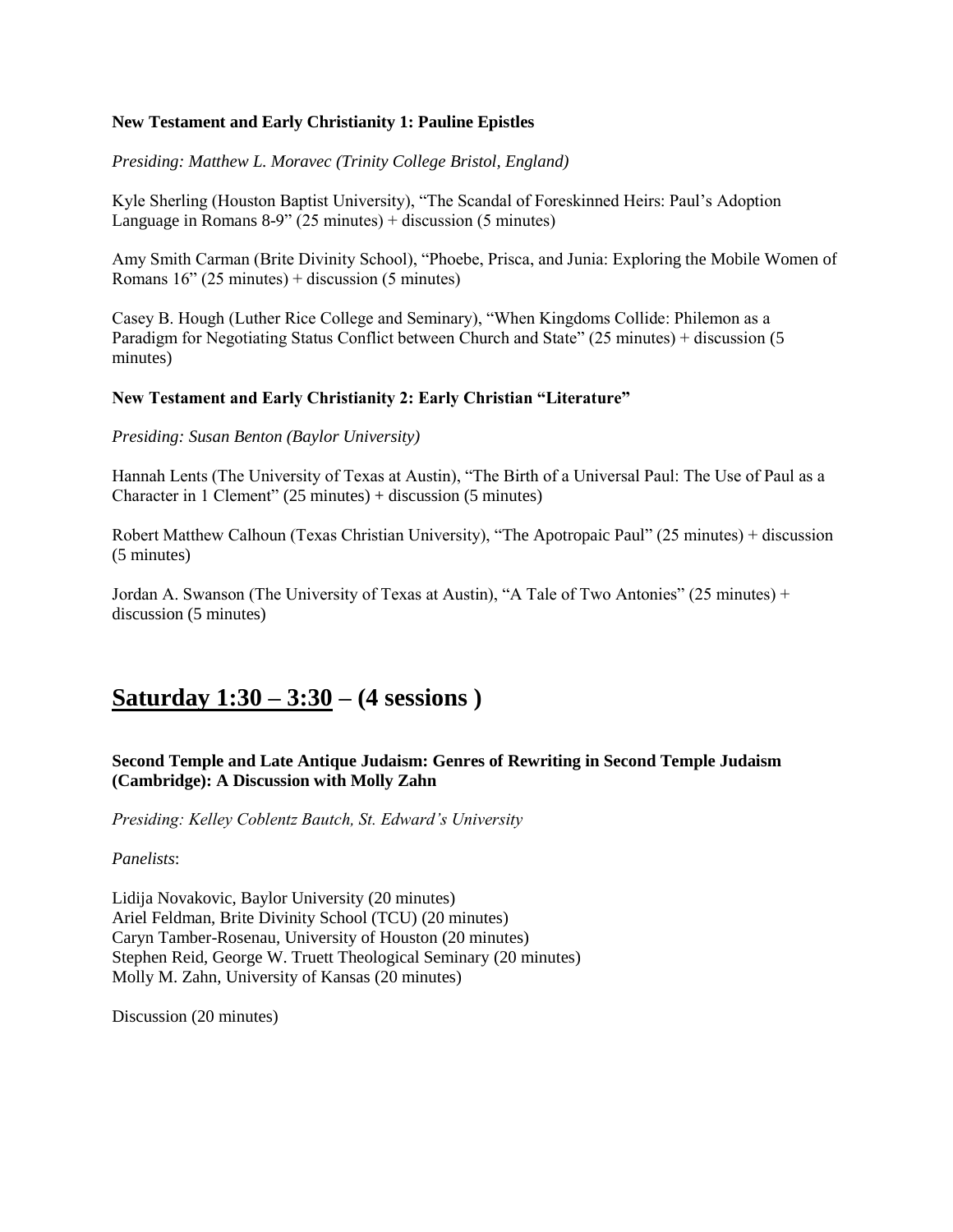**New Testament and Early Christianity 1: Pauline Epistles**

*Presiding: Matthew L. Moravec (Trinity College Bristol, England)*

Kyle Sherling (Houston Baptist University), "The Scandal of Foreskinned Heirs: Paul's Adoption Language in Romans 8-9" (25 minutes) + discussion (5 minutes)

Amy Smith Carman (Brite Divinity School), "Phoebe, Prisca, and Junia: Exploring the Mobile Women of Romans 16" (25 minutes) + discussion (5 minutes)

Casey B. Hough (Luther Rice College and Seminary), "When Kingdoms Collide: Philemon as a Paradigm for Negotiating Status Conflict between Church and State" (25 minutes) + discussion (5 minutes)

**New Testament and Early Christianity 2: Early Christian "Literature"**

*Presiding: Susan Benton (Baylor University)*

Hannah Lents (The University of Texas at Austin), "The Birth of a Universal Paul: The Use of Paul as a Character in 1 Clement" (25 minutes) + discussion (5 minutes)

Robert Matthew Calhoun (Texas Christian University), "The Apotropaic Paul" (25 minutes) + discussion (5 minutes)

Jordan A. Swanson (The University of Texas at Austin), "A Tale of Two Antonies" (25 minutes) + discussion (5 minutes)

## Saturday 1:30 – 3:30 – (4 sessions )

**Second Temple and Late Antique Judaism: Genres of Rewriting in Second Temple Judaism (Cambridge): A Discussion with Molly Zahn**

*Presiding: Kelley Coblentz Bautch, St. Edward's University*

*Panelists*:

Lidija Novakovic, Baylor University (20 minutes)
Ariel Feldman, Brite Divinity School (TCU) (20 minutes)
Caryn Tamber-Rosenau, University of Houston (20 minutes)
Stephen Reid, George W. Truett Theological Seminary (20 minutes)
Molly M. Zahn, University of Kansas (20 minutes)

Discussion (20 minutes)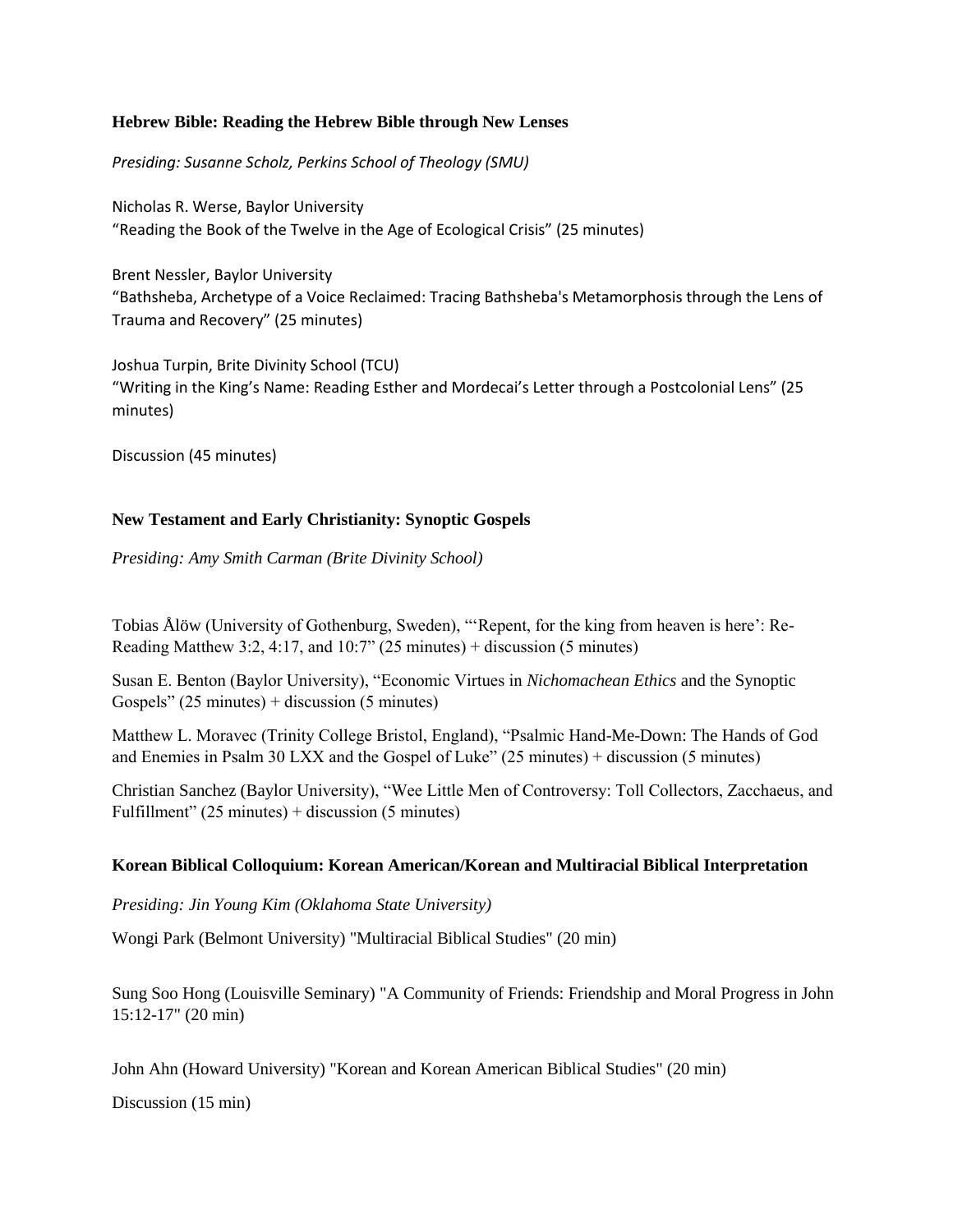**Hebrew Bible: Reading the Hebrew Bible through New Lenses**

*Presiding: Susanne Scholz, Perkins School of Theology (SMU)*

Nicholas R. Werse, Baylor University
"Reading the Book of the Twelve in the Age of Ecological Crisis" (25 minutes)

Brent Nessler, Baylor University
"Bathsheba, Archetype of a Voice Reclaimed: Tracing Bathsheba's Metamorphosis through the Lens of Trauma and Recovery" (25 minutes)

Joshua Turpin, Brite Divinity School (TCU)
"Writing in the King's Name: Reading Esther and Mordecai's Letter through a Postcolonial Lens" (25 minutes)

Discussion (45 minutes)

**New Testament and Early Christianity: Synoptic Gospels**

*Presiding: Amy Smith Carman (Brite Divinity School)*

Tobias Ålöw (University of Gothenburg, Sweden), "'Repent, for the king from heaven is here': Re-Reading Matthew 3:2, 4:17, and 10:7" (25 minutes) + discussion (5 minutes)

Susan E. Benton (Baylor University), "Economic Virtues in *Nichomachean Ethics* and the Synoptic Gospels" (25 minutes) + discussion (5 minutes)

Matthew L. Moravec (Trinity College Bristol, England), "Psalmic Hand-Me-Down: The Hands of God and Enemies in Psalm 30 LXX and the Gospel of Luke" (25 minutes) + discussion (5 minutes)

Christian Sanchez (Baylor University), "Wee Little Men of Controversy: Toll Collectors, Zacchaeus, and Fulfillment" (25 minutes) + discussion (5 minutes)

**Korean Biblical Colloquium: Korean American/Korean and Multiracial Biblical Interpretation**

*Presiding: Jin Young Kim (Oklahoma State University)*

Wongi Park (Belmont University) "Multiracial Biblical Studies" (20 min)

Sung Soo Hong (Louisville Seminary) "A Community of Friends: Friendship and Moral Progress in John 15:12-17" (20 min)

John Ahn (Howard University) "Korean and Korean American Biblical Studies" (20 min)

Discussion (15 min)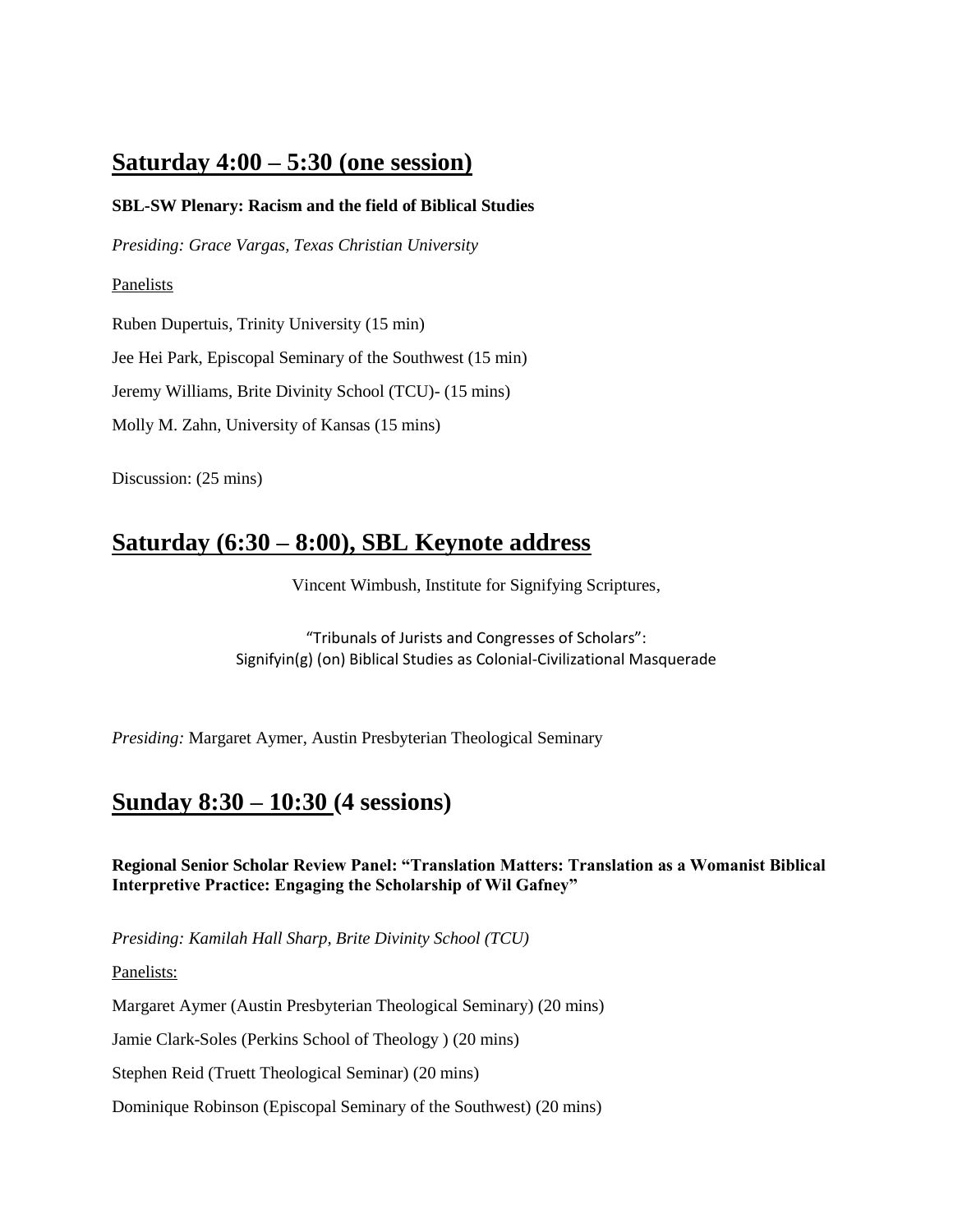## Saturday 4:00 – 5:30 (one session)

**SBL-SW Plenary: Racism and the field of Biblical Studies**

*Presiding: Grace Vargas, Texas Christian University*

Panelists

Ruben Dupertuis, Trinity University (15 min)

Jee Hei Park, Episcopal Seminary of the Southwest (15 min)

Jeremy Williams, Brite Divinity School (TCU)- (15 mins)

Molly M. Zahn, University of Kansas (15 mins)

Discussion: (25 mins)

## Saturday (6:30 – 8:00), SBL Keynote address

Vincent Wimbush, Institute for Signifying Scriptures,

"Tribunals of Jurists and Congresses of Scholars":
Signifyin(g) (on) Biblical Studies as Colonial-Civilizational Masquerade

*Presiding:* Margaret Aymer, Austin Presbyterian Theological Seminary

## Sunday 8:30 – 10:30 (4 sessions)

**Regional Senior Scholar Review Panel: "Translation Matters: Translation as a Womanist Biblical Interpretive Practice: Engaging the Scholarship of Wil Gafney"**

*Presiding: Kamilah Hall Sharp, Brite Divinity School (TCU)*

Panelists:

Margaret Aymer (Austin Presbyterian Theological Seminary) (20 mins)

Jamie Clark-Soles (Perkins School of Theology ) (20 mins)

Stephen Reid (Truett Theological Seminar) (20 mins)

Dominique Robinson (Episcopal Seminary of the Southwest) (20 mins)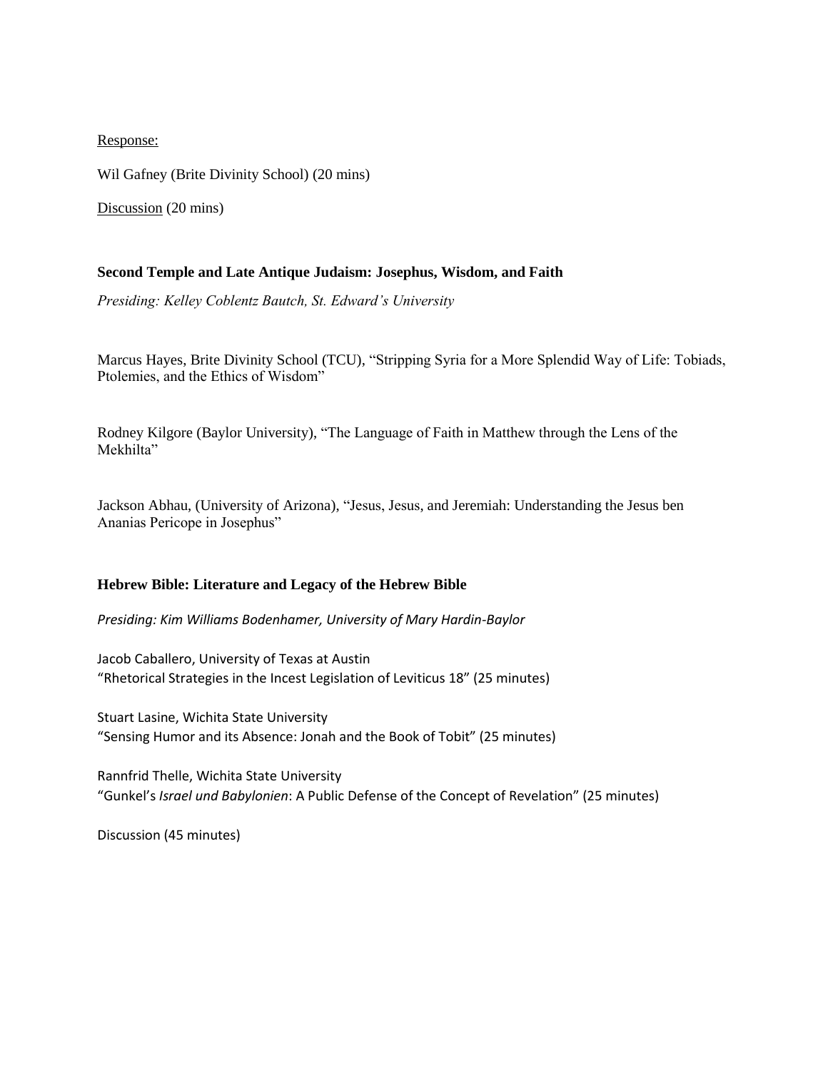Response:

Wil Gafney (Brite Divinity School) (20 mins)

Discussion (20 mins)

**Second Temple and Late Antique Judaism: Josephus, Wisdom, and Faith**

*Presiding: Kelley Coblentz Bautch, St. Edward's University*

Marcus Hayes, Brite Divinity School (TCU), "Stripping Syria for a More Splendid Way of Life: Tobiads, Ptolemies, and the Ethics of Wisdom"

Rodney Kilgore (Baylor University), "The Language of Faith in Matthew through the Lens of the Mekhilta"

Jackson Abhau, (University of Arizona), "Jesus, Jesus, and Jeremiah: Understanding the Jesus ben Ananias Pericope in Josephus"

**Hebrew Bible: Literature and Legacy of the Hebrew Bible**

*Presiding: Kim Williams Bodenhamer, University of Mary Hardin-Baylor*

Jacob Caballero, University of Texas at Austin
"Rhetorical Strategies in the Incest Legislation of Leviticus 18" (25 minutes)

Stuart Lasine, Wichita State University
"Sensing Humor and its Absence: Jonah and the Book of Tobit" (25 minutes)

Rannfrid Thelle, Wichita State University
"Gunkel's *Israel und Babylonien*: A Public Defense of the Concept of Revelation" (25 minutes)

Discussion (45 minutes)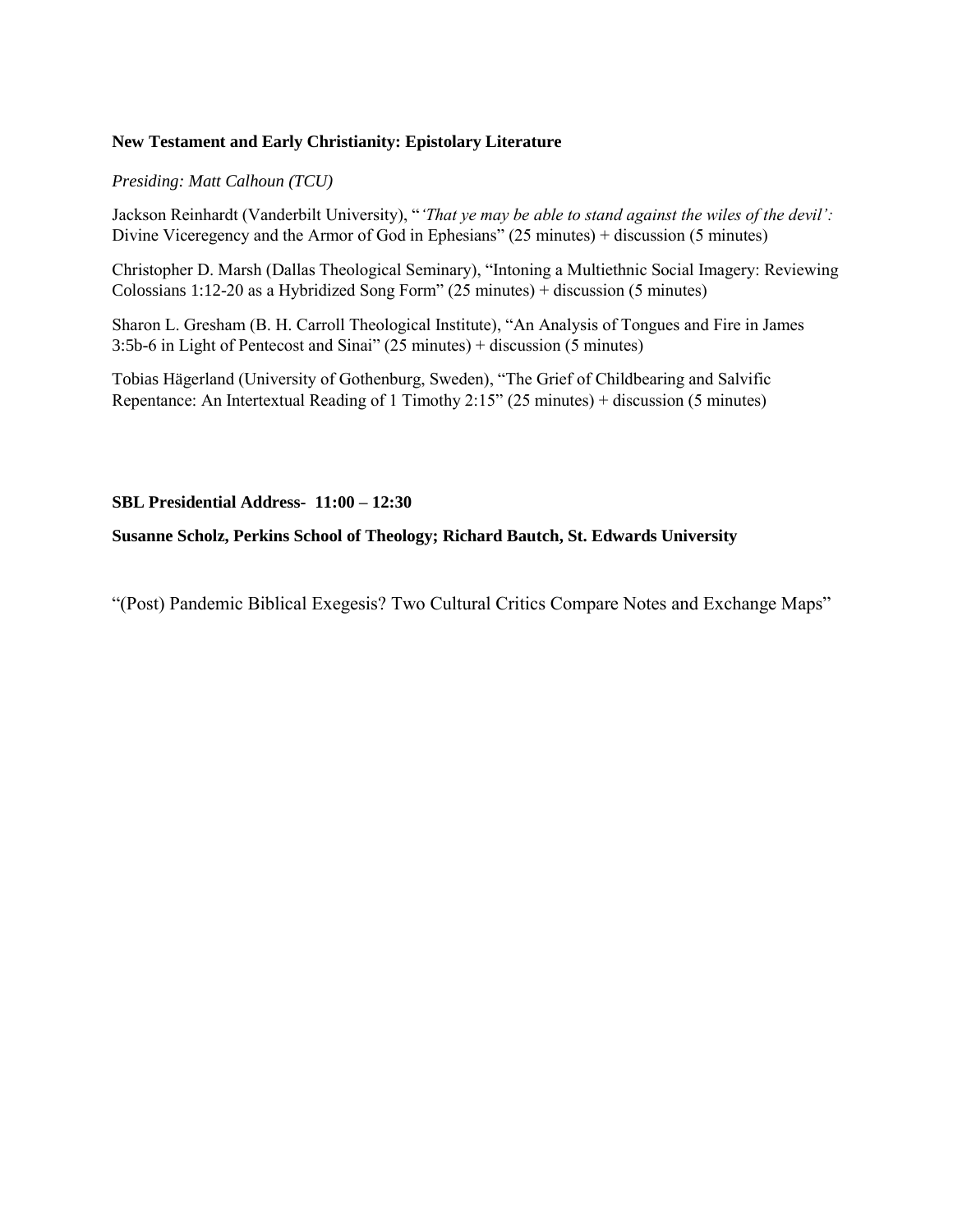**New Testament and Early Christianity: Epistolary Literature**

*Presiding: Matt Calhoun (TCU)*

Jackson Reinhardt (Vanderbilt University), "*'That ye may be able to stand against the wiles of the devil':* Divine Viceregency and the Armor of God in Ephesians" (25 minutes) + discussion (5 minutes)

Christopher D. Marsh (Dallas Theological Seminary), "Intoning a Multiethnic Social Imagery: Reviewing Colossians 1:12-20 as a Hybridized Song Form" (25 minutes) + discussion (5 minutes)

Sharon L. Gresham (B. H. Carroll Theological Institute), "An Analysis of Tongues and Fire in James 3:5b-6 in Light of Pentecost and Sinai" (25 minutes) + discussion (5 minutes)

Tobias Hägerland (University of Gothenburg, Sweden), "The Grief of Childbearing and Salvific Repentance: An Intertextual Reading of 1 Timothy 2:15" (25 minutes) + discussion (5 minutes)

**SBL Presidential Address- 11:00 – 12:30**

**Susanne Scholz, Perkins School of Theology; Richard Bautch, St. Edwards University**

"(Post) Pandemic Biblical Exegesis? Two Cultural Critics Compare Notes and Exchange Maps"